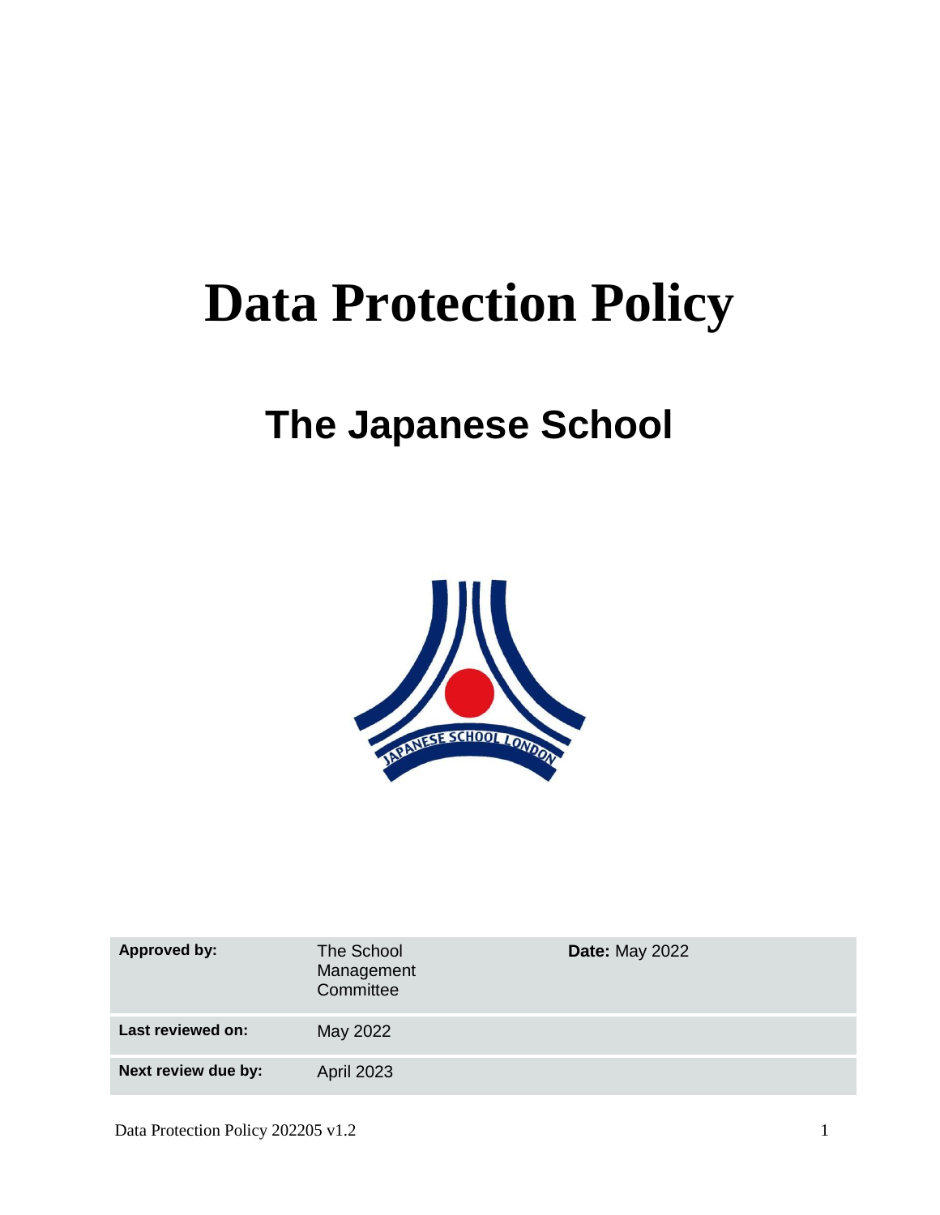# Data Protection Policy

## The Japanese School

| Approved by: | The School Management Committee | Date: May 2022 |
|---|---|---|
| Last reviewed on: | May 2022 | |
| Next review due by: | April 2023 | |

Data Protection Policy 202205 v1.2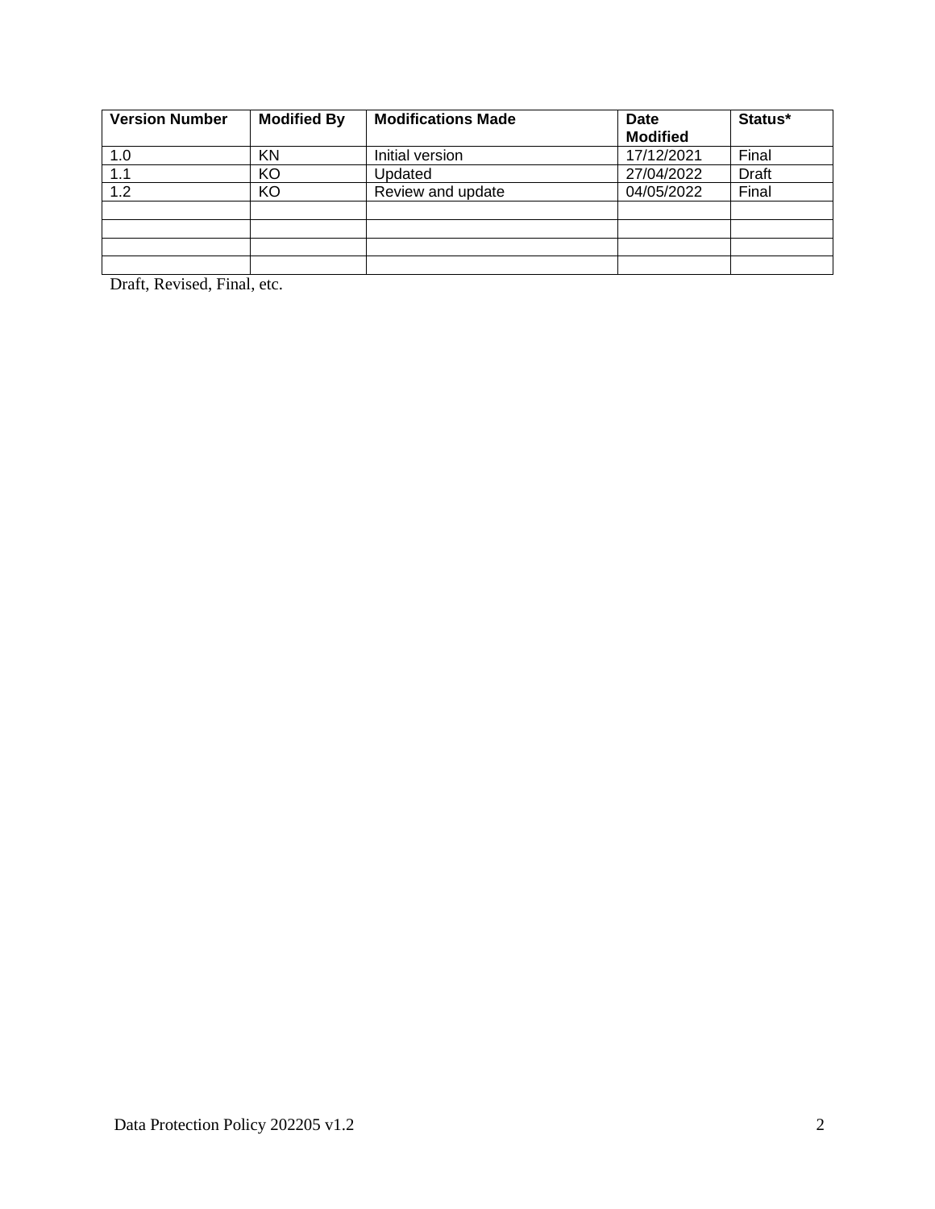| Version Number | Modified By | Modifications Made | Date Modified | Status* |
|---|---|---|---|---|
| 1.0 | KN | Initial version | 17/12/2021 | Final |
| 1.1 | KO | Updated | 27/04/2022 | Draft |
| 1.2 | KO | Review and update | 04/05/2022 | Final |
| | | | | |
| | | | | |
| | | | | |
| | | | | |

Draft, Revised, Final, etc.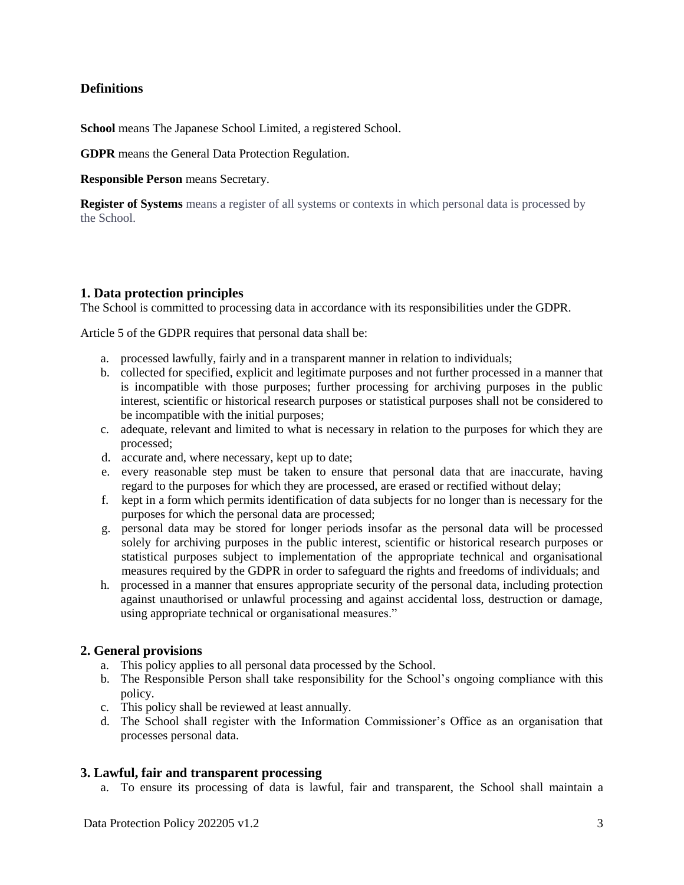## Definitions

**School** means The Japanese School Limited, a registered School.

**GDPR** means the General Data Protection Regulation.

**Responsible Person** means Secretary.

**Register of Systems** means a register of all systems or contexts in which personal data is processed by the School.

## 1. Data protection principles

The School is committed to processing data in accordance with its responsibilities under the GDPR.

Article 5 of the GDPR requires that personal data shall be:

a. processed lawfully, fairly and in a transparent manner in relation to individuals;
b. collected for specified, explicit and legitimate purposes and not further processed in a manner that is incompatible with those purposes; further processing for archiving purposes in the public interest, scientific or historical research purposes or statistical purposes shall not be considered to be incompatible with the initial purposes;
c. adequate, relevant and limited to what is necessary in relation to the purposes for which they are processed;
d. accurate and, where necessary, kept up to date;
e. every reasonable step must be taken to ensure that personal data that are inaccurate, having regard to the purposes for which they are processed, are erased or rectified without delay;
f. kept in a form which permits identification of data subjects for no longer than is necessary for the purposes for which the personal data are processed;
g. personal data may be stored for longer periods insofar as the personal data will be processed solely for archiving purposes in the public interest, scientific or historical research purposes or statistical purposes subject to implementation of the appropriate technical and organisational measures required by the GDPR in order to safeguard the rights and freedoms of individuals; and
h. processed in a manner that ensures appropriate security of the personal data, including protection against unauthorised or unlawful processing and against accidental loss, destruction or damage, using appropriate technical or organisational measures."

## 2. General provisions

a. This policy applies to all personal data processed by the School.
b. The Responsible Person shall take responsibility for the School's ongoing compliance with this policy.
c. This policy shall be reviewed at least annually.
d. The School shall register with the Information Commissioner's Office as an organisation that processes personal data.

## 3. Lawful, fair and transparent processing

a. To ensure its processing of data is lawful, fair and transparent, the School shall maintain a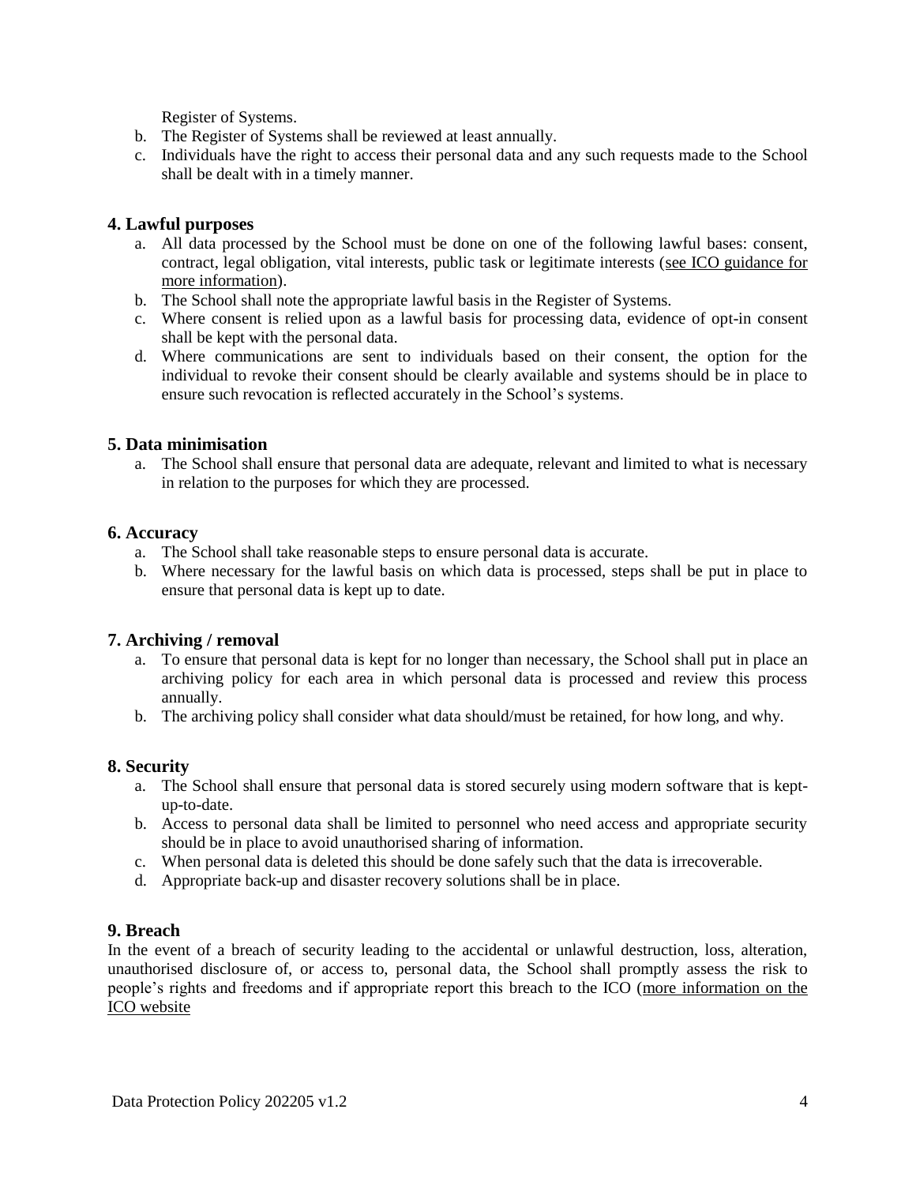Register of Systems.

b. The Register of Systems shall be reviewed at least annually.
c. Individuals have the right to access their personal data and any such requests made to the School shall be dealt with in a timely manner.

### 4. Lawful purposes

a. All data processed by the School must be done on one of the following lawful bases: consent, contract, legal obligation, vital interests, public task or legitimate interests (see ICO guidance for more information).
b. The School shall note the appropriate lawful basis in the Register of Systems.
c. Where consent is relied upon as a lawful basis for processing data, evidence of opt-in consent shall be kept with the personal data.
d. Where communications are sent to individuals based on their consent, the option for the individual to revoke their consent should be clearly available and systems should be in place to ensure such revocation is reflected accurately in the School's systems.

### 5. Data minimisation

a. The School shall ensure that personal data are adequate, relevant and limited to what is necessary in relation to the purposes for which they are processed.

### 6. Accuracy

a. The School shall take reasonable steps to ensure personal data is accurate.
b. Where necessary for the lawful basis on which data is processed, steps shall be put in place to ensure that personal data is kept up to date.

### 7. Archiving / removal

a. To ensure that personal data is kept for no longer than necessary, the School shall put in place an archiving policy for each area in which personal data is processed and review this process annually.
b. The archiving policy shall consider what data should/must be retained, for how long, and why.

### 8. Security

a. The School shall ensure that personal data is stored securely using modern software that is kept-up-to-date.
b. Access to personal data shall be limited to personnel who need access and appropriate security should be in place to avoid unauthorised sharing of information.
c. When personal data is deleted this should be done safely such that the data is irrecoverable.
d. Appropriate back-up and disaster recovery solutions shall be in place.

### 9. Breach

In the event of a breach of security leading to the accidental or unlawful destruction, loss, alteration, unauthorised disclosure of, or access to, personal data, the School shall promptly assess the risk to people's rights and freedoms and if appropriate report this breach to the ICO (more information on the ICO website